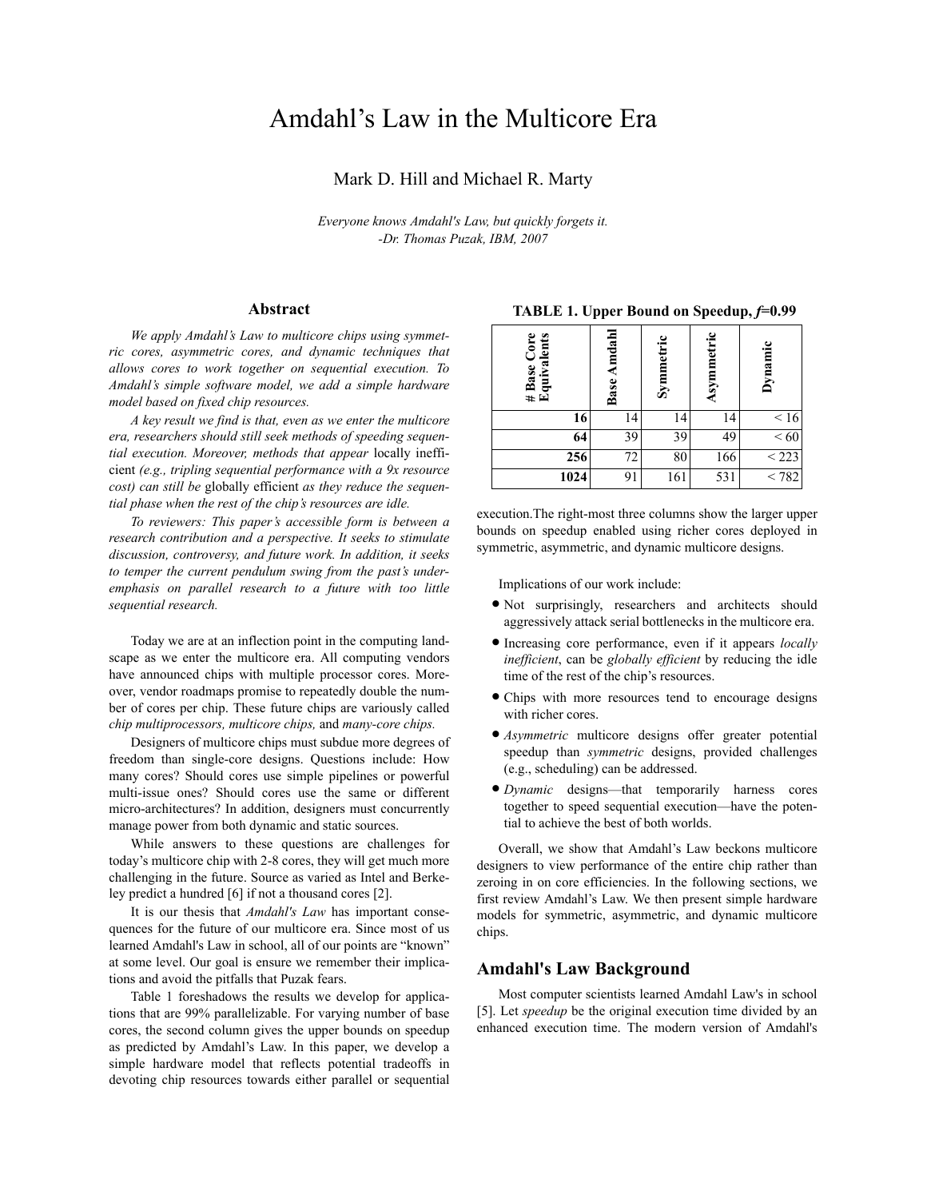# Amdahl's Law in the Multicore Era

Mark D. Hill and Michael R. Marty

*Everyone knows Amdahl's Law, but quickly forgets it.*
*-Dr. Thomas Puzak, IBM, 2007*

## Abstract

*We apply Amdahl's Law to multicore chips using symmetric cores, asymmetric cores, and dynamic techniques that allows cores to work together on sequential execution. To Amdahl's simple software model, we add a simple hardware model based on fixed chip resources.*

*A key result we find is that, even as we enter the multicore era, researchers should still seek methods of speeding sequential execution. Moreover, methods that appear* locally inefficient *(e.g., tripling sequential performance with a 9x resource cost) can still be* globally efficient *as they reduce the sequential phase when the rest of the chip's resources are idle.*

*To reviewers: This paper's accessible form is between a research contribution and a perspective. It seeks to stimulate discussion, controversy, and future work. In addition, it seeks to temper the current pendulum swing from the past's under-emphasis on parallel research to a future with too little sequential research.*

Today we are at an inflection point in the computing landscape as we enter the multicore era. All computing vendors have announced chips with multiple processor cores. Moreover, vendor roadmaps promise to repeatedly double the number of cores per chip. These future chips are variously called *chip multiprocessors, multicore chips,* and *many-core chips.*

Designers of multicore chips must subdue more degrees of freedom than single-core designs. Questions include: How many cores? Should cores use simple pipelines or powerful multi-issue ones? Should cores use the same or different micro-architectures? In addition, designers must concurrently manage power from both dynamic and static sources.

While answers to these questions are challenges for today's multicore chip with 2-8 cores, they will get much more challenging in the future. Source as varied as Intel and Berkeley predict a hundred [6] if not a thousand cores [2].

It is our thesis that *Amdahl's Law* has important consequences for the future of our multicore era. Since most of us learned Amdahl's Law in school, all of our points are "known" at some level. Our goal is ensure we remember their implications and avoid the pitfalls that Puzak fears.

Table 1 foreshadows the results we develop for applications that are 99% parallelizable. For varying number of base cores, the second column gives the upper bounds on speedup as predicted by Amdahl's Law. In this paper, we develop a simple hardware model that reflects potential tradeoffs in devoting chip resources towards either parallel or sequential execution. The right-most three columns show the larger upper bounds on speedup enabled using richer cores deployed in symmetric, asymmetric, and dynamic multicore designs.

**TABLE 1. Upper Bound on Speedup, *f*=0.99**

| # Base Core Equivalents | Base Amdahl | Symmetric | Asymmetric | Dynamic |
|---|---|---|---|---|
| **16** | 14 | 14 | 14 | < 16 |
| **64** | 39 | 39 | 49 | < 60 |
| **256** | 72 | 80 | 166 | < 223 |
| **1024** | 91 | 161 | 531 | < 782 |

Implications of our work include:

- Not surprisingly, researchers and architects should aggressively attack serial bottlenecks in the multicore era.
- Increasing core performance, even if it appears *locally inefficient*, can be *globally efficient* by reducing the idle time of the rest of the chip's resources.
- Chips with more resources tend to encourage designs with richer cores.
- *Asymmetric* multicore designs offer greater potential speedup than *symmetric* designs, provided challenges (e.g., scheduling) can be addressed.
- *Dynamic* designs—that temporarily harness cores together to speed sequential execution—have the potential to achieve the best of both worlds.

Overall, we show that Amdahl's Law beckons multicore designers to view performance of the entire chip rather than zeroing in on core efficiencies. In the following sections, we first review Amdahl's Law. We then present simple hardware models for symmetric, asymmetric, and dynamic multicore chips.

## Amdahl's Law Background

Most computer scientists learned Amdahl Law's in school [5]. Let *speedup* be the original execution time divided by an enhanced execution time. The modern version of Amdahl's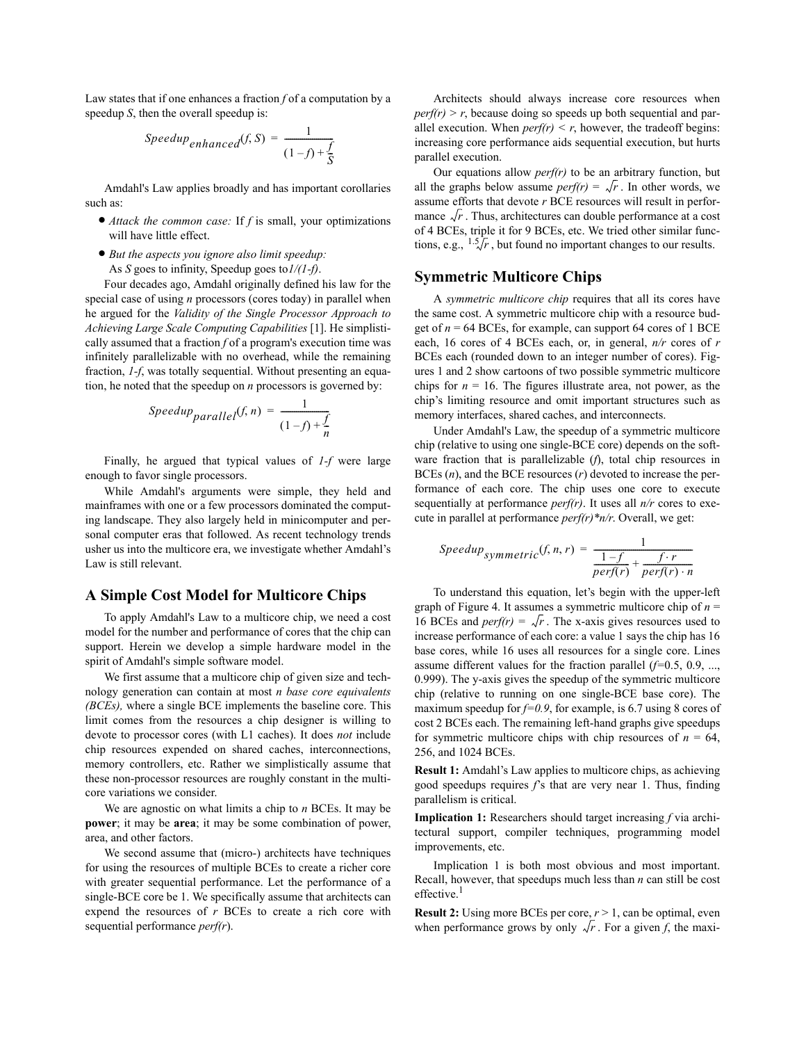Law states that if one enhances a fraction $f$ of a computation by a speedup $S$, then the overall speedup is:

$$Speedup_{enhanced}(f, S) = \frac{1}{(1-f) + \frac{f}{S}}$$

Amdahl's Law applies broadly and has important corollaries such as:

- *Attack the common case:* If $f$ is small, your optimizations will have little effect.
- *But the aspects you ignore also limit speedup:* As $S$ goes to infinity, Speedup goes to $1/(1-f)$.

Four decades ago, Amdahl originally defined his law for the special case of using $n$ processors (cores today) in parallel when he argued for the *Validity of the Single Processor Approach to Achieving Large Scale Computing Capabilities* [1]. He simplistically assumed that a fraction $f$ of a program's execution time was infinitely parallelizable with no overhead, while the remaining fraction, $1-f$, was totally sequential. Without presenting an equation, he noted that the speedup on $n$ processors is governed by:

$$Speedup_{parallel}(f, n) = \frac{1}{(1-f) + \frac{f}{n}}$$

Finally, he argued that typical values of $1-f$ were large enough to favor single processors.

While Amdahl's arguments were simple, they held and mainframes with one or a few processors dominated the computing landscape. They also largely held in minicomputer and personal computer eras that followed. As recent technology trends usher us into the multicore era, we investigate whether Amdahl's Law is still relevant.

## A Simple Cost Model for Multicore Chips

To apply Amdahl's Law to a multicore chip, we need a cost model for the number and performance of cores that the chip can support. Herein we develop a simple hardware model in the spirit of Amdahl's simple software model.

We first assume that a multicore chip of given size and technology generation can contain at most *n base core equivalents (BCEs),* where a single BCE implements the baseline core. This limit comes from the resources a chip designer is willing to devote to processor cores (with L1 caches). It does *not* include chip resources expended on shared caches, interconnections, memory controllers, etc. Rather we simplistically assume that these non-processor resources are roughly constant in the multicore variations we consider.

We are agnostic on what limits a chip to $n$ BCEs. It may be **power**; it may be **area**; it may be some combination of power, area, and other factors.

We second assume that (micro-) architects have techniques for using the resources of multiple BCEs to create a richer core with greater sequential performance. Let the performance of a single-BCE core be 1. We specifically assume that architects can expend the resources of $r$ BCEs to create a rich core with sequential performance $perf(r)$.

Architects should always increase core resources when $perf(r) > r$, because doing so speeds up both sequential and parallel execution. When $perf(r) < r$, however, the tradeoff begins: increasing core performance aids sequential execution, but hurts parallel execution.

Our equations allow $perf(r)$ to be an arbitrary function, but all the graphs below assume $perf(r) = \sqrt{r}$. In other words, we assume efforts that devote $r$ BCE resources will result in performance $\sqrt{r}$. Thus, architectures can double performance at a cost of 4 BCEs, triple it for 9 BCEs, etc. We tried other similar functions, e.g., $\sqrt[1.5]{r}$, but found no important changes to our results.

## Symmetric Multicore Chips

A *symmetric multicore chip* requires that all its cores have the same cost. A symmetric multicore chip with a resource budget of $n = 64$ BCEs, for example, can support 64 cores of 1 BCE each, 16 cores of 4 BCEs each, or, in general, $n/r$ cores of $r$ BCEs each (rounded down to an integer number of cores). Figures 1 and 2 show cartoons of two possible symmetric multicore chips for $n = 16$. The figures illustrate area, not power, as the chip's limiting resource and omit important structures such as memory interfaces, shared caches, and interconnects.

Under Amdahl's Law, the speedup of a symmetric multicore chip (relative to using one single-BCE core) depends on the software fraction that is parallelizable ($f$), total chip resources in BCEs ($n$), and the BCE resources ($r$) devoted to increase the performance of each core. The chip uses one core to execute sequentially at performance $perf(r)$. It uses all $n/r$ cores to execute in parallel at performance $perf(r)*n/r$. Overall, we get:

$$Speedup_{symmetric}(f, n, r) = \frac{1}{\frac{1-f}{perf(r)} + \frac{f \cdot r}{perf(r) \cdot n}}$$

To understand this equation, let's begin with the upper-left graph of Figure 4. It assumes a symmetric multicore chip of $n = 16$ BCEs and $perf(r) = \sqrt{r}$. The x-axis gives resources used to increase performance of each core: a value 1 says the chip has 16 base cores, while 16 uses all resources for a single core. Lines assume different values for the fraction parallel ($f$=0.5, 0.9, ..., 0.999). The y-axis gives the speedup of the symmetric multicore chip (relative to running on one single-BCE base core). The maximum speedup for $f=0.9$, for example, is 6.7 using 8 cores of cost 2 BCEs each. The remaining left-hand graphs give speedups for symmetric multicore chips with chip resources of $n$ = 64, 256, and 1024 BCEs.

**Result 1:** Amdahl's Law applies to multicore chips, as achieving good speedups requires $f$'s that are very near 1. Thus, finding parallelism is critical.

**Implication 1:** Researchers should target increasing $f$ via architectural support, compiler techniques, programming model improvements, etc.

Implication 1 is both most obvious and most important. Recall, however, that speedups much less than $n$ can still be cost effective.[1]

**Result 2:** Using more BCEs per core, $r > 1$, can be optimal, even when performance grows by only $\sqrt{r}$. For a given $f$, the maxi-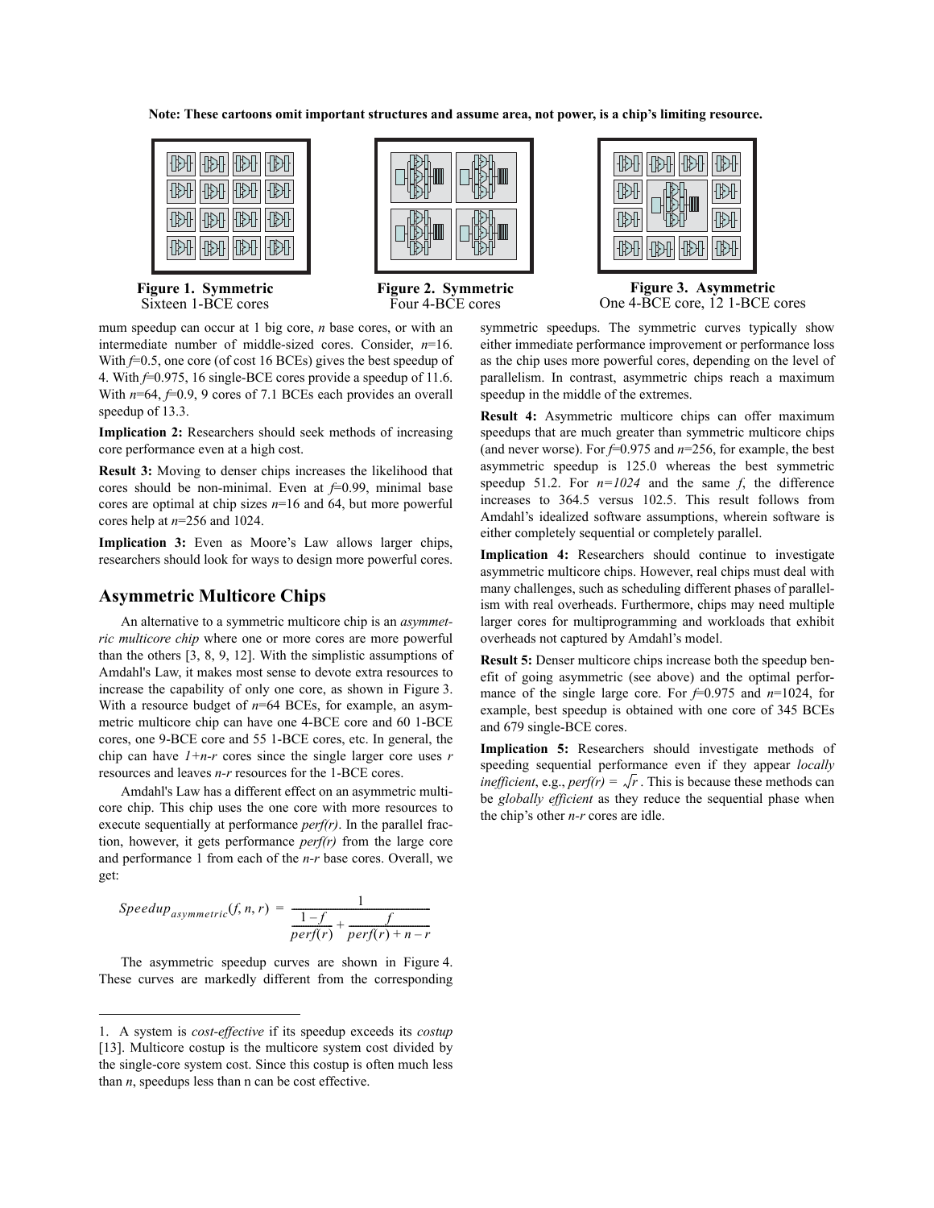**Note: These cartoons omit important structures and assume area, not power, is a chip's limiting resource.**

**Figure 1. Symmetric**
Sixteen 1-BCE cores

**Figure 2. Symmetric**
Four 4-BCE cores

**Figure 3. Asymmetric**
One 4-BCE core, 12 1-BCE cores

mum speedup can occur at 1 big core, $n$ base cores, or with an intermediate number of middle-sized cores. Consider, $n$=16. With $f$=0.5, one core (of cost 16 BCEs) gives the best speedup of 4. With $f$=0.975, 16 single-BCE cores provide a speedup of 11.6. With $n$=64, $f$=0.9, 9 cores of 7.1 BCEs each provides an overall speedup of 13.3.

**Implication 2:** Researchers should seek methods of increasing core performance even at a high cost.

**Result 3:** Moving to denser chips increases the likelihood that cores should be non-minimal. Even at $f$=0.99, minimal base cores are optimal at chip sizes $n$=16 and 64, but more powerful cores help at $n$=256 and 1024.

**Implication 3:** Even as Moore's Law allows larger chips, researchers should look for ways to design more powerful cores.

## Asymmetric Multicore Chips

An alternative to a symmetric multicore chip is an *asymmetric multicore chip* where one or more cores are more powerful than the others [3, 8, 9, 12]. With the simplistic assumptions of Amdahl's Law, it makes most sense to devote extra resources to increase the capability of only one core, as shown in Figure 3. With a resource budget of $n$=64 BCEs, for example, an asymmetric multicore chip can have one 4-BCE core and 60 1-BCE cores, one 9-BCE core and 55 1-BCE cores, etc. In general, the chip can have $1+n-r$ cores since the single larger core uses $r$ resources and leaves $n-r$ resources for the 1-BCE cores.

Amdahl's Law has a different effect on an asymmetric multicore chip. This chip uses the one core with more resources to execute sequentially at performance $perf(r)$. In the parallel fraction, however, it gets performance $perf(r)$ from the large core and performance 1 from each of the $n-r$ base cores. Overall, we get:

$$Speedup_{asymmetric}(f, n, r) = \frac{1}{\frac{1-f}{perf(r)} + \frac{f}{perf(r) + n - r}}$$

The asymmetric speedup curves are shown in Figure 4. These curves are markedly different from the corresponding symmetric speedups. The symmetric curves typically show either immediate performance improvement or performance loss as the chip uses more powerful cores, depending on the level of parallelism. In contrast, asymmetric chips reach a maximum speedup in the middle of the extremes.

**Result 4:** Asymmetric multicore chips can offer maximum speedups that are much greater than symmetric multicore chips (and never worse). For $f$=0.975 and $n$=256, for example, the best asymmetric speedup is 125.0 whereas the best symmetric speedup 51.2. For $n=1024$ and the same $f$, the difference increases to 364.5 versus 102.5. This result follows from Amdahl's idealized software assumptions, wherein software is either completely sequential or completely parallel.

**Implication 4:** Researchers should continue to investigate asymmetric multicore chips. However, real chips must deal with many challenges, such as scheduling different phases of parallelism with real overheads. Furthermore, chips may need multiple larger cores for multiprogramming and workloads that exhibit overheads not captured by Amdahl's model.

**Result 5:** Denser multicore chips increase both the speedup benefit of going asymmetric (see above) and the optimal performance of the single large core. For $f$=0.975 and $n$=1024, for example, best speedup is obtained with one core of 345 BCEs and 679 single-BCE cores.

**Implication 5:** Researchers should investigate methods of speeding sequential performance even if they appear *locally inefficient*, e.g., $perf(r) = \sqrt{r}$. This is because these methods can be *globally efficient* as they reduce the sequential phase when the chip's other $n-r$ cores are idle.

---

1. A system is *cost-effective* if its speedup exceeds its *costup* [13]. Multicore costup is the multicore system cost divided by the single-core system cost. Since this costup is often much less than $n$, speedups less than n can be cost effective.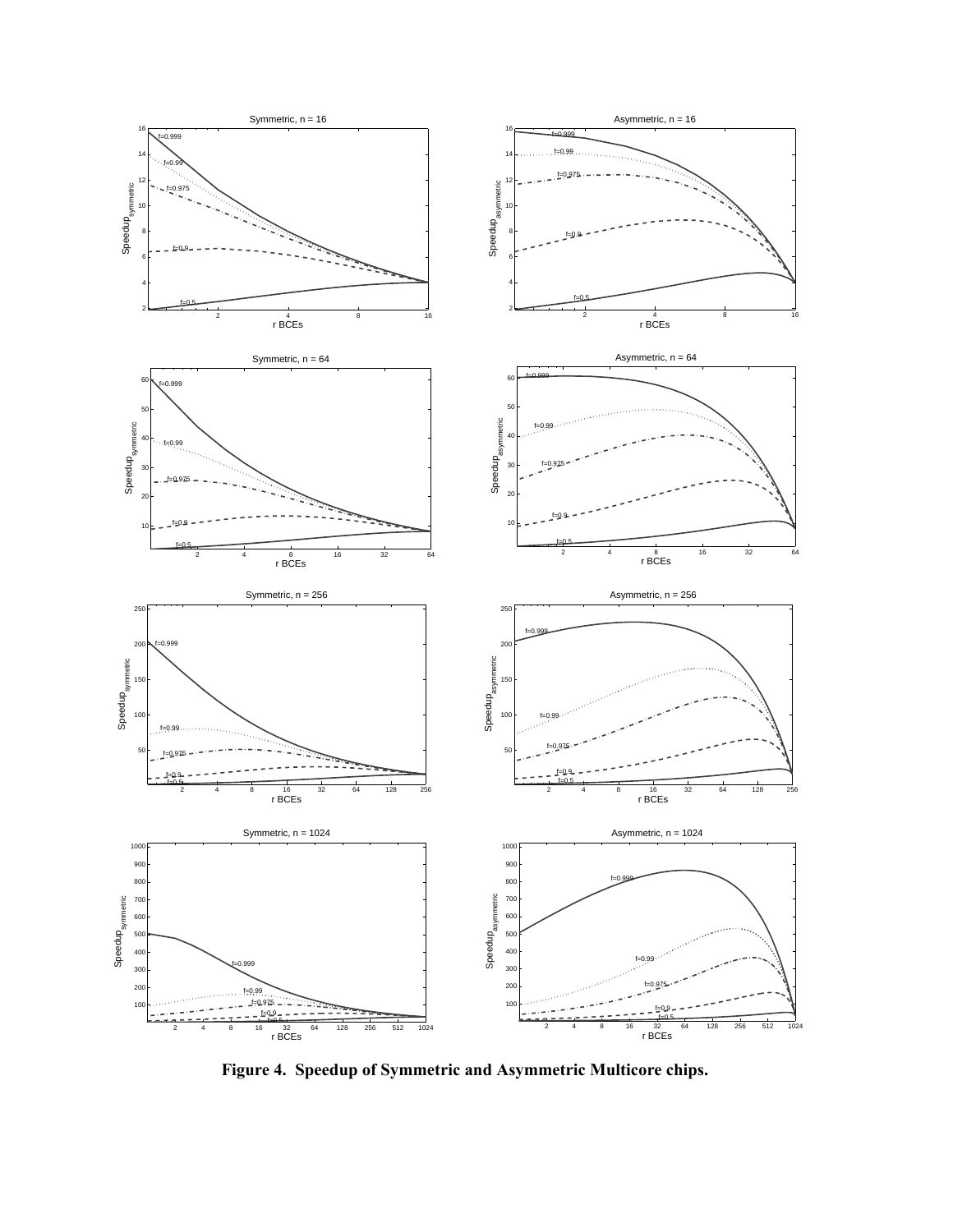Symmetric, n = 16

16
14
12
10
8
6
4
2

f=0.999
f=0.99
f=0.975
f=0.9
f=0.5

2 4 8 16

r BCEs

$\text{Speedup}_{\text{symmetric}}$

Asymmetric, n = 16

16
14
12
10
8
6
4
2

f=0.999
f=0.99
f=0.975
f=0.9
f=0.5

2 4 8 16

r BCEs

$\text{Speedup}_{\text{asymmetric}}$

Symmetric, n = 64

60
50
40
30
20
10

f=0.999
f=0.99
f=0.975
f=0.9
f=0.5

2 4 8 16 32 64

r BCEs

$\text{Speedup}_{\text{symmetric}}$

Asymmetric, n = 64

60
50
40
30
20
10

f=0.999
f=0.99
f=0.975
f=0.9
f=0.5

2 4 8 16 32 64

r BCEs

$\text{Speedup}_{\text{asymmetric}}$

Symmetric, n = 256

250
200
150
100
50

f=0.999
f=0.99
f=0.975
f=0.9
f=0.5

2 4 8 16 32 64 128 256

r BCEs

$\text{Speedup}_{\text{symmetric}}$

Asymmetric, n = 256

250
200
150
100
50

f=0.999
f=0.99
f=0.975
f=0.9
f=0.5

2 4 8 16 32 64 128 256

r BCEs

$\text{Speedup}_{\text{asymmetric}}$

Symmetric, n = 1024

1000
900
800
700
600
500
400
300
200
100

f=0.999
f=0.99
f=0.975
f=0.9
f=0.5

2 4 8 16 32 64 128 256 512 1024

r BCEs

$\text{Speedup}_{\text{symmetric}}$

Asymmetric, n = 1024

1000
900
800
700
600
500
400
300
200
100

f=0.999
f=0.99
f=0.975
f=0.9
f=0.5

2 4 8 16 32 64 128 256 512 1024

r BCEs

$\text{Speedup}_{\text{asymmetric}}$

**Figure 4. Speedup of Symmetric and Asymmetric Multicore chips.**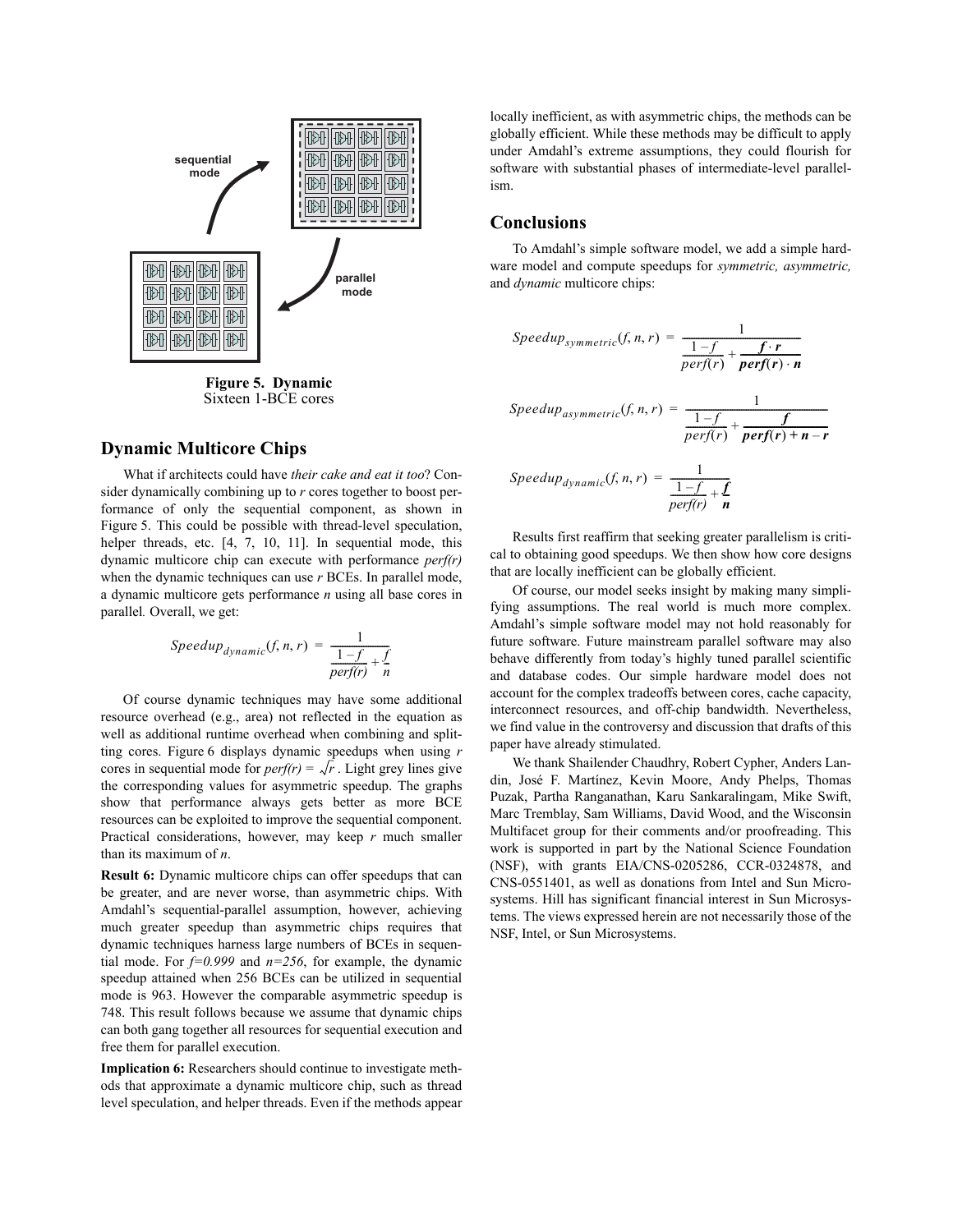sequential mode

parallel mode

**Figure 5. Dynamic**
Sixteen 1-BCE cores

## Dynamic Multicore Chips

What if architects could have *their cake and eat it too*? Consider dynamically combining up to *r* cores together to boost performance of only the sequential component, as shown in Figure 5. This could be possible with thread-level speculation, helper threads, etc. [4, 7, 10, 11]. In sequential mode, this dynamic multicore chip can execute with performance *perf(r)* when the dynamic techniques can use *r* BCEs. In parallel mode, a dynamic multicore gets performance *n* using all base cores in parallel. Overall, we get:

$$Speedup_{dynamic}(f, n, r) = \frac{1}{\frac{1-f}{perf(r)} + \frac{f}{n}}$$

Of course dynamic techniques may have some additional resource overhead (e.g., area) not reflected in the equation as well as additional runtime overhead when combining and splitting cores. Figure 6 displays dynamic speedups when using *r* cores in sequential mode for $perf(r) = \sqrt{r}$. Light grey lines give the corresponding values for asymmetric speedup. The graphs show that performance always gets better as more BCE resources can be exploited to improve the sequential component. Practical considerations, however, may keep *r* much smaller than its maximum of *n*.

**Result 6:** Dynamic multicore chips can offer speedups that can be greater, and are never worse, than asymmetric chips. With Amdahl's sequential-parallel assumption, however, achieving much greater speedup than asymmetric chips requires that dynamic techniques harness large numbers of BCEs in sequential mode. For *f=0.999* and *n=256*, for example, the dynamic speedup attained when 256 BCEs can be utilized in sequential mode is 963. However the comparable asymmetric speedup is 748. This result follows because we assume that dynamic chips can both gang together all resources for sequential execution and free them for parallel execution.

**Implication 6:** Researchers should continue to investigate methods that approximate a dynamic multicore chip, such as thread level speculation, and helper threads. Even if the methods appear locally inefficient, as with asymmetric chips, the methods can be globally efficient. While these methods may be difficult to apply under Amdahl's extreme assumptions, they could flourish for software with substantial phases of intermediate-level parallelism.

## Conclusions

To Amdahl's simple software model, we add a simple hardware model and compute speedups for *symmetric, asymmetric,* and *dynamic* multicore chips:

$$Speedup_{symmetric}(f, n, r) = \frac{1}{\frac{1-f}{perf(r)} + \frac{\boldsymbol{f \cdot r}}{\boldsymbol{perf(r) \cdot n}}}$$

$$Speedup_{asymmetric}(f, n, r) = \frac{1}{\frac{1-f}{perf(r)} + \frac{\boldsymbol{f}}{\boldsymbol{perf(r) + n - r}}}$$

$$Speedup_{dynamic}(f, n, r) = \frac{1}{\frac{1-f}{perf(r)} + \frac{\boldsymbol{f}}{\boldsymbol{n}}}$$

Results first reaffirm that seeking greater parallelism is critical to obtaining good speedups. We then show how core designs that are locally inefficient can be globally efficient.

Of course, our model seeks insight by making many simplifying assumptions. The real world is much more complex. Amdahl's simple software model may not hold reasonably for future software. Future mainstream parallel software may also behave differently from today's highly tuned parallel scientific and database codes. Our simple hardware model does not account for the complex tradeoffs between cores, cache capacity, interconnect resources, and off-chip bandwidth. Nevertheless, we find value in the controversy and discussion that drafts of this paper have already stimulated.

We thank Shailender Chaudhry, Robert Cypher, Anders Landin, José F. Martínez, Kevin Moore, Andy Phelps, Thomas Puzak, Partha Ranganathan, Karu Sankaralingam, Mike Swift, Marc Tremblay, Sam Williams, David Wood, and the Wisconsin Multifacet group for their comments and/or proofreading. This work is supported in part by the National Science Foundation (NSF), with grants EIA/CNS-0205286, CCR-0324878, and CNS-0551401, as well as donations from Intel and Sun Microsystems. Hill has significant financial interest in Sun Microsystems. The views expressed herein are not necessarily those of the NSF, Intel, or Sun Microsystems.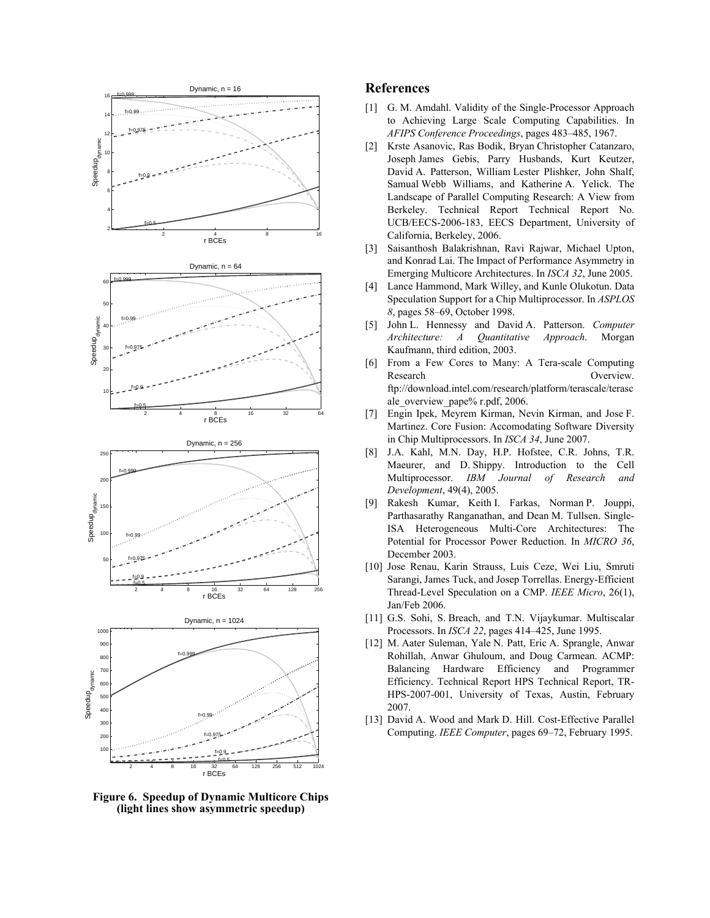Dynamic, n = 16

Speedup$_{dynamic}$

r BCEs

f=0.999

f=0.99

f=0.975

f=0.9

f=0.5

2 4 8 16

2 4 6 8 10 12 14 16

Dynamic, n = 64

f=0.999

f=0.99

f=0.975

f=0.9

f=0.5

2 4 8 16 32 64

10 20 30 40 50 60

Dynamic, n = 256

f=0.999

f=0.99

f=0.975

f=0.9

f=0.5

2 4 8 16 32 64 128 256

50 100 150 200 250

Dynamic, n = 1024

f=0.999

f=0.99

f=0.975

f=0.9

f=0.5

2 4 8 16 32 64 128 256 512 1024

100 200 300 400 500 600 700 800 900 1000

**Figure 6. Speedup of Dynamic Multicore Chips (light lines show asymmetric speedup)**

## References

[1] G. M. Amdahl. Validity of the Single-Processor Approach to Achieving Large Scale Computing Capabilities. In *AFIPS Conference Proceedings*, pages 483–485, 1967.

[2] Krste Asanovic, Ras Bodik, Bryan Christopher Catanzaro, Joseph James Gebis, Parry Husbands, Kurt Keutzer, David A. Patterson, William Lester Plishker, John Shalf, Samual Webb Williams, and Katherine A. Yelick. The Landscape of Parallel Computing Research: A View from Berkeley. Technical Report Technical Report No. UCB/EECS-2006-183, EECS Department, University of California, Berkeley, 2006.

[3] Saisanthosh Balakrishnan, Ravi Rajwar, Michael Upton, and Konrad Lai. The Impact of Performance Asymmetry in Emerging Multicore Architectures. In *ISCA 32*, June 2005.

[4] Lance Hammond, Mark Willey, and Kunle Olukotun. Data Speculation Support for a Chip Multiprocessor. In *ASPLOS 8*, pages 58–69, October 1998.

[5] John L. Hennessy and David A. Patterson. *Computer Architecture: A Quantitative Approach*. Morgan Kaufmann, third edition, 2003.

[6] From a Few Cores to Many: A Tera-scale Computing Research Overview. ftp://download.intel.com/research/platform/terascale/terascale_overview_pape% r.pdf, 2006.

[7] Engin Ipek, Meyrem Kirman, Nevin Kirman, and Jose F. Martinez. Core Fusion: Accomodating Software Diversity in Chip Multiprocessors. In *ISCA 34*, June 2007.

[8] J.A. Kahl, M.N. Day, H.P. Hofstee, C.R. Johns, T.R. Maeurer, and D. Shippy. Introduction to the Cell Multiprocessor. *IBM Journal of Research and Development*, 49(4), 2005.

[9] Rakesh Kumar, Keith I. Farkas, Norman P. Jouppi, Parthasarathy Ranganathan, and Dean M. Tullsen. Single-ISA Heterogeneous Multi-Core Architectures: The Potential for Processor Power Reduction. In *MICRO 36*, December 2003.

[10] Jose Renau, Karin Strauss, Luis Ceze, Wei Liu, Smruti Sarangi, James Tuck, and Josep Torrellas. Energy-Efficient Thread-Level Speculation on a CMP. *IEEE Micro*, 26(1), Jan/Feb 2006.

[11] G.S. Sohi, S. Breach, and T.N. Vijaykumar. Multiscalar Processors. In *ISCA 22*, pages 414–425, June 1995.

[12] M. Aater Suleman, Yale N. Patt, Eric A. Sprangle, Anwar Rohillah, Anwar Ghuloum, and Doug Carmean. ACMP: Balancing Hardware Efficiency and Programmer Efficiency. Technical Report HPS Technical Report, TR-HPS-2007-001, University of Texas, Austin, February 2007.

[13] David A. Wood and Mark D. Hill. Cost-Effective Parallel Computing. *IEEE Computer*, pages 69–72, February 1995.